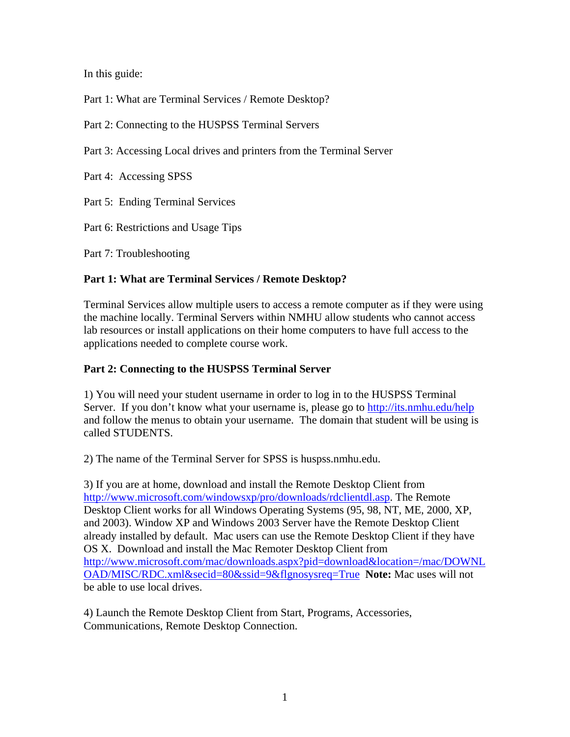In this guide:

Part 1: What are Terminal Services / Remote Desktop?

Part 2: Connecting to the HUSPSS Terminal Servers

Part 3: Accessing Local drives and printers from the Terminal Server

Part 4: Accessing SPSS

Part 5: Ending Terminal Services

Part 6: Restrictions and Usage Tips

Part 7: Troubleshooting

**Part 1: What are Terminal Services / Remote Desktop?**

Terminal Services allow multiple users to access a remote computer as if they were using the machine locally. Terminal Servers within NMHU allow students who cannot access lab resources or install applications on their home computers to have full access to the applications needed to complete course work.

**Part 2: Connecting to the HUSPSS Terminal Server**

1) You will need your student username in order to log in to the HUSPSS Terminal Server. If you don't know what your username is, please go to http://its.nmhu.edu/help and follow the menus to obtain your username. The domain that student will be using is called STUDENTS.

2) The name of the Terminal Server for SPSS is huspss.nmhu.edu.

3) If you are at home, download and install the Remote Desktop Client from http://www.microsoft.com/windowsxp/pro/downloads/rdclientdl.asp. The Remote Desktop Client works for all Windows Operating Systems (95, 98, NT, ME, 2000, XP, and 2003). Window XP and Windows 2003 Server have the Remote Desktop Client already installed by default. Mac users can use the Remote Desktop Client if they have OS X. Download and install the Mac Remoter Desktop Client from http://www.microsoft.com/mac/downloads.aspx?pid=download&location=/mac/DOWNLOAD/MISC/RDC.xml&secid=80&ssid=9&flgnosysreq=True **Note:** Mac uses will not be able to use local drives.

4) Launch the Remote Desktop Client from Start, Programs, Accessories, Communications, Remote Desktop Connection.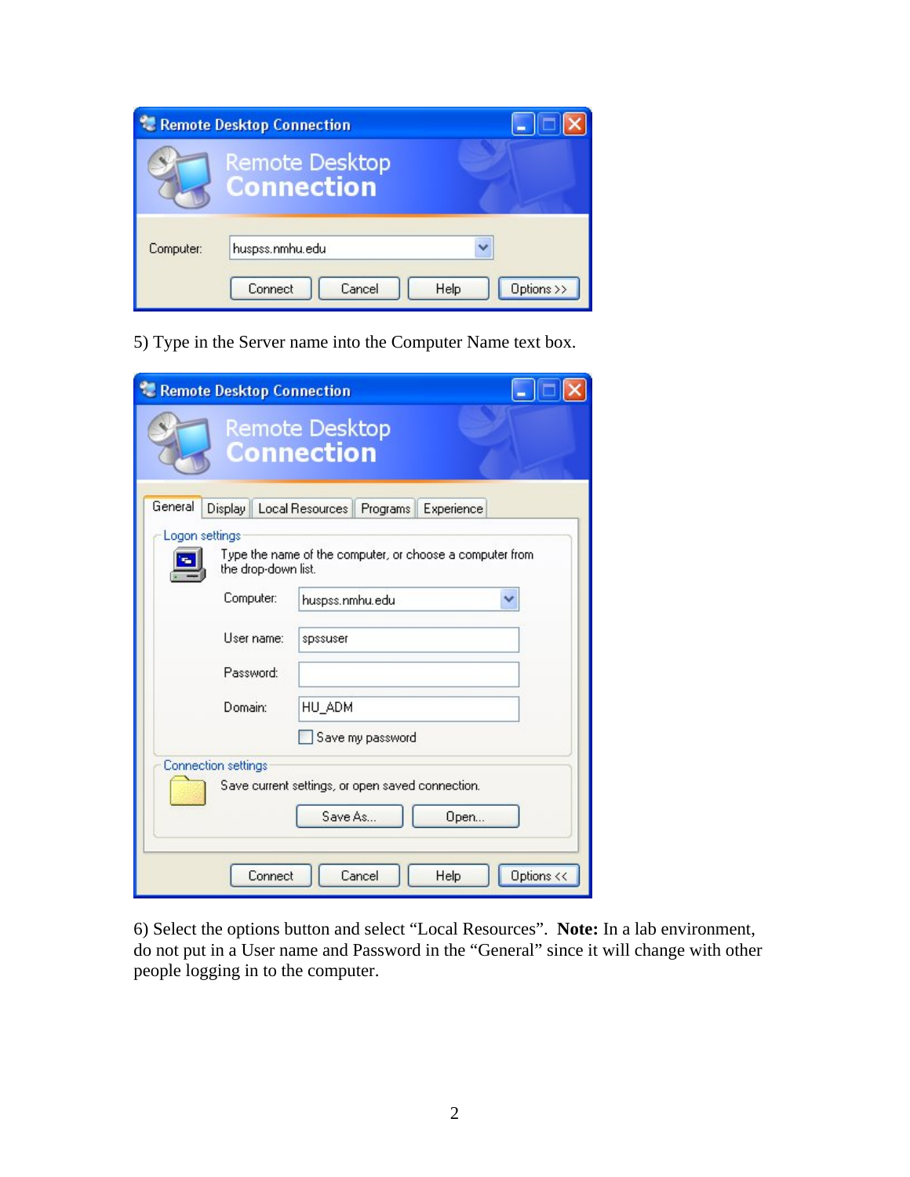5) Type in the Server name into the Computer Name text box.

6) Select the options button and select “Local Resources”. **Note:** In a lab environment, do not put in a User name and Password in the “General” since it will change with other people logging in to the computer.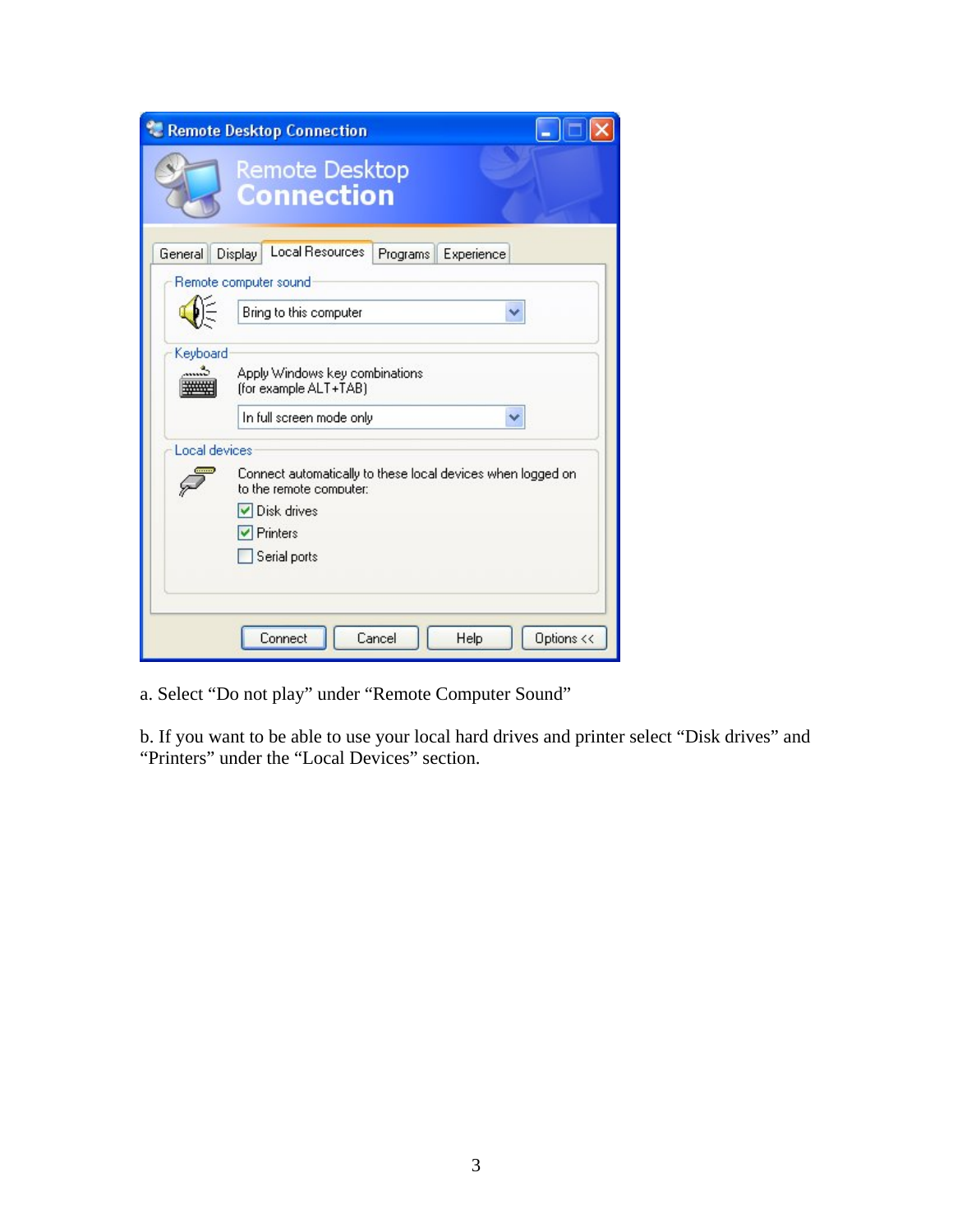a. Select “Do not play” under “Remote Computer Sound”

b. If you want to be able to use your local hard drives and printer select “Disk drives” and “Printers” under the “Local Devices” section.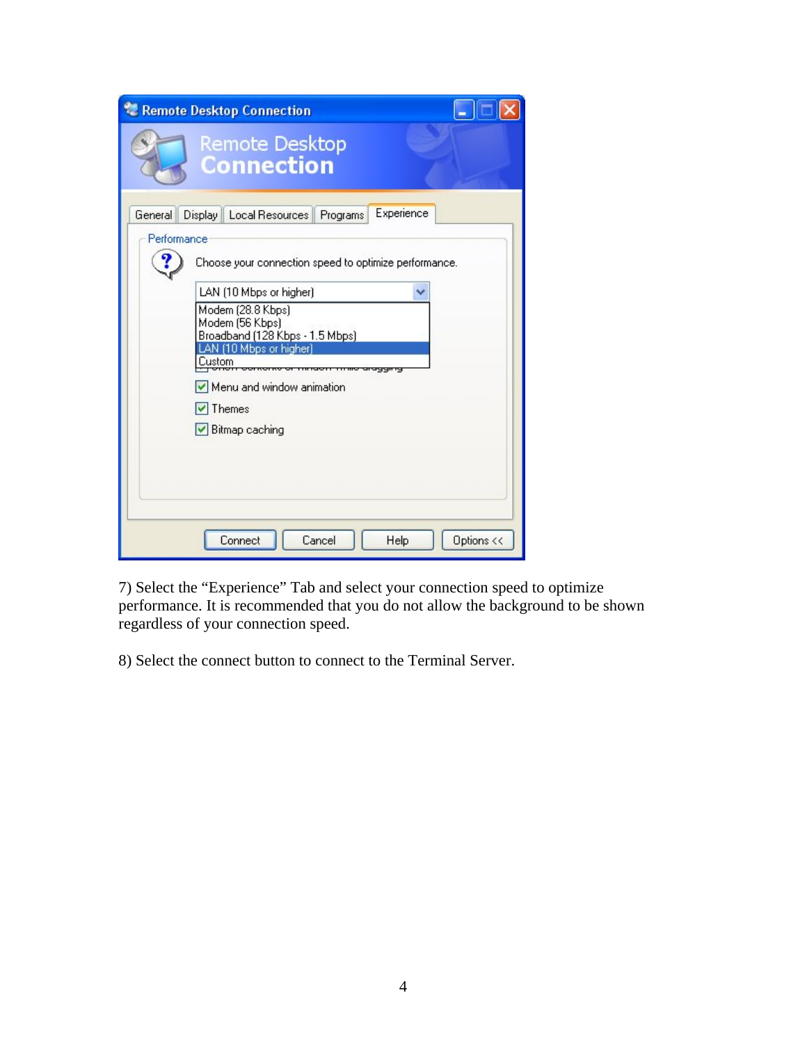7) Select the "Experience" Tab and select your connection speed to optimize performance. It is recommended that you do not allow the background to be shown regardless of your connection speed.

8) Select the connect button to connect to the Terminal Server.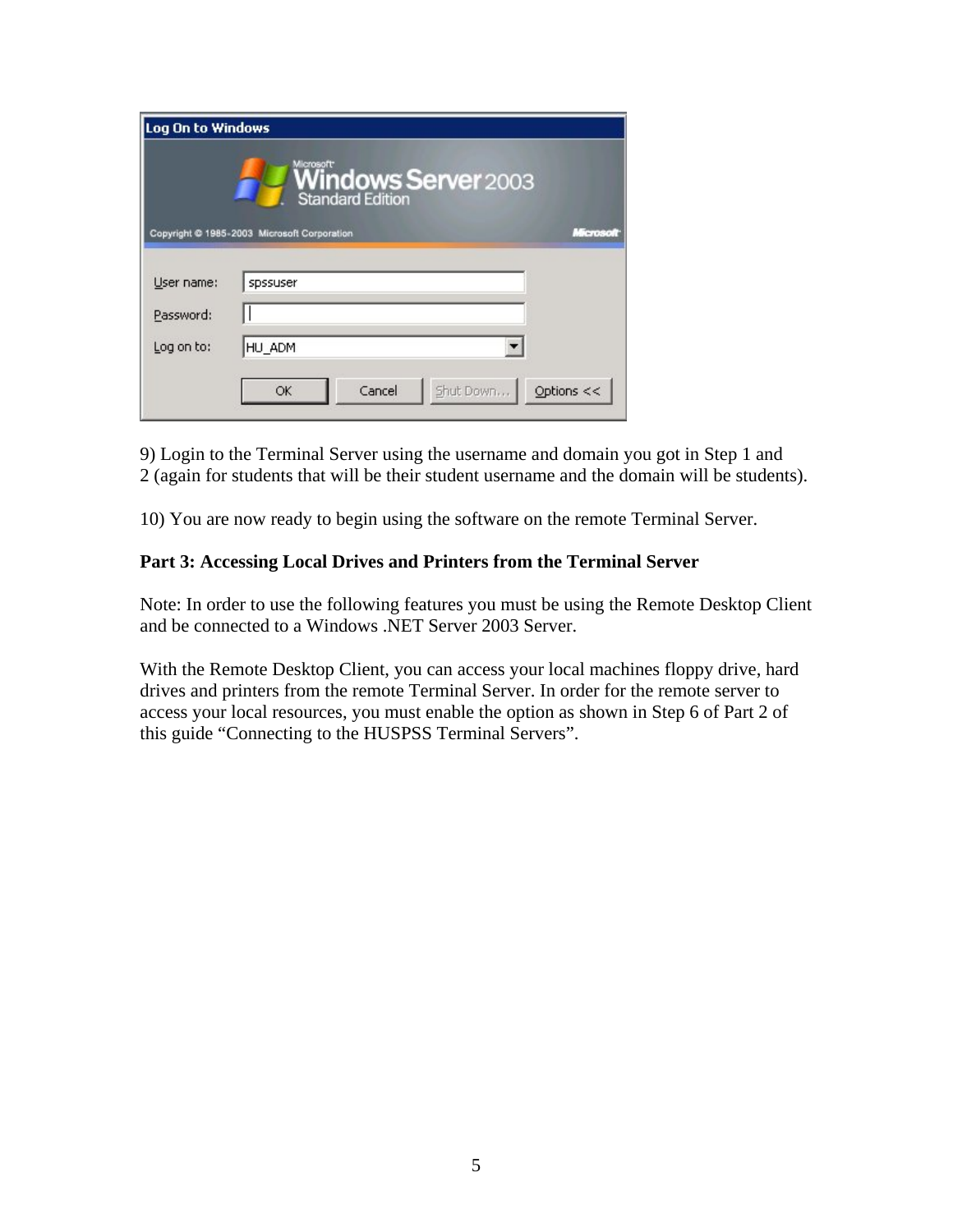9) Login to the Terminal Server using the username and domain you got in Step 1 and 2 (again for students that will be their student username and the domain will be students).

10) You are now ready to begin using the software on the remote Terminal Server.

**Part 3: Accessing Local Drives and Printers from the Terminal Server**

Note: In order to use the following features you must be using the Remote Desktop Client and be connected to a Windows .NET Server 2003 Server.

With the Remote Desktop Client, you can access your local machines floppy drive, hard drives and printers from the remote Terminal Server. In order for the remote server to access your local resources, you must enable the option as shown in Step 6 of Part 2 of this guide “Connecting to the HUSPSS Terminal Servers”.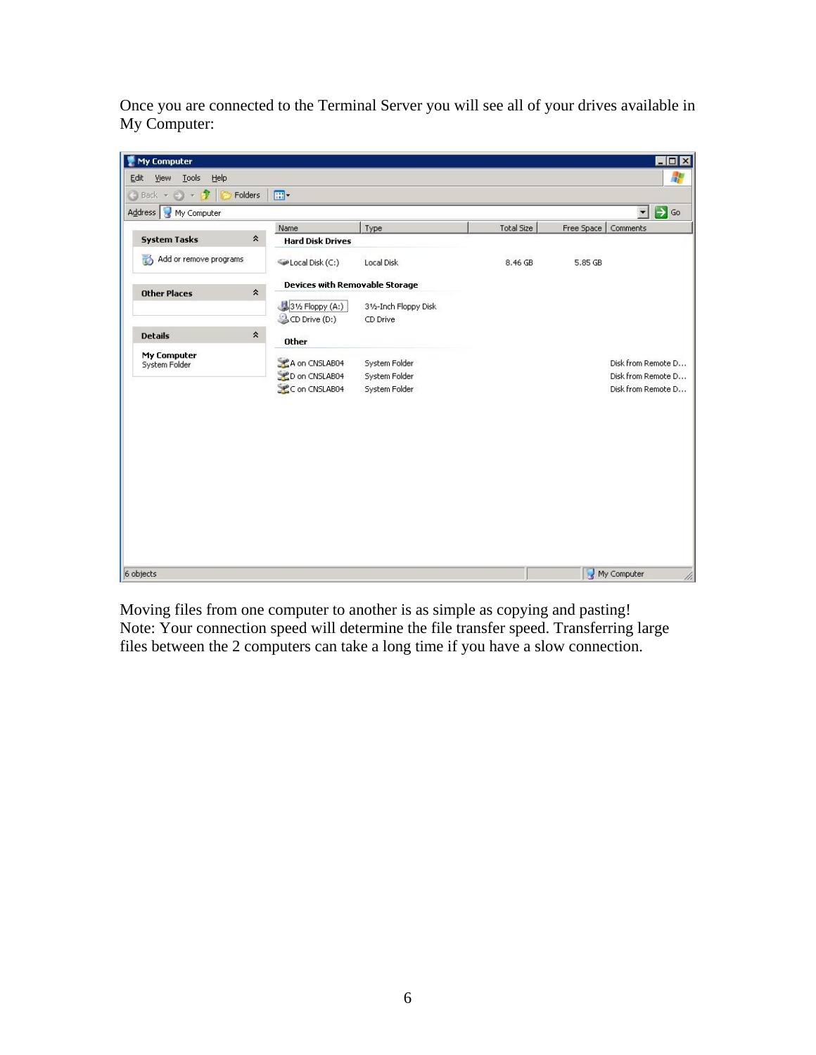Once you are connected to the Terminal Server you will see all of your drives available in My Computer:

Moving files from one computer to another is as simple as copying and pasting!
Note: Your connection speed will determine the file transfer speed. Transferring large files between the 2 computers can take a long time if you have a slow connection.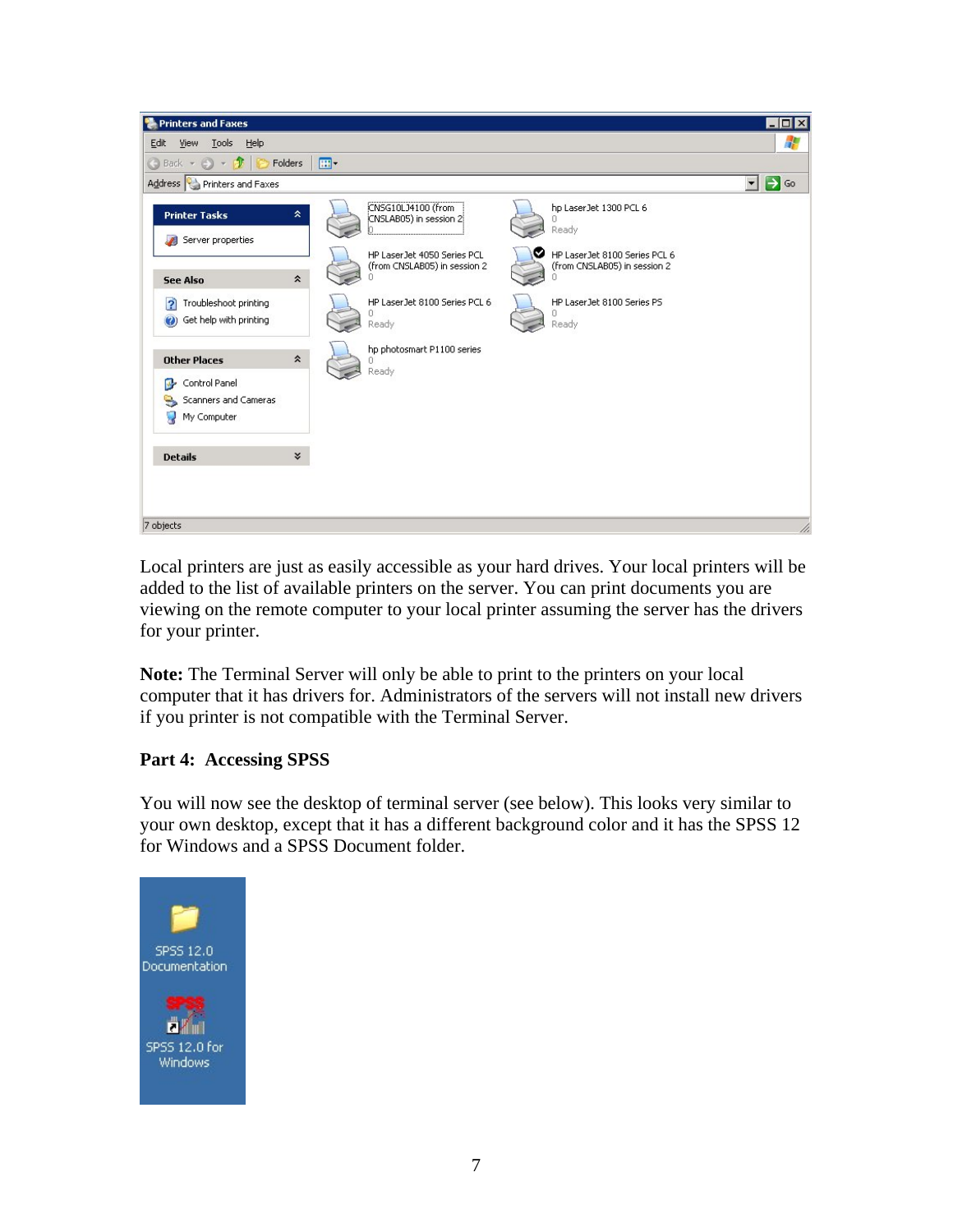Local printers are just as easily accessible as your hard drives. Your local printers will be added to the list of available printers on the server. You can print documents you are viewing on the remote computer to your local printer assuming the server has the drivers for your printer.

**Note:** The Terminal Server will only be able to print to the printers on your local computer that it has drivers for. Administrators of the servers will not install new drivers if you printer is not compatible with the Terminal Server.

**Part 4: Accessing SPSS**

You will now see the desktop of terminal server (see below). This looks very similar to your own desktop, except that it has a different background color and it has the SPSS 12 for Windows and a SPSS Document folder.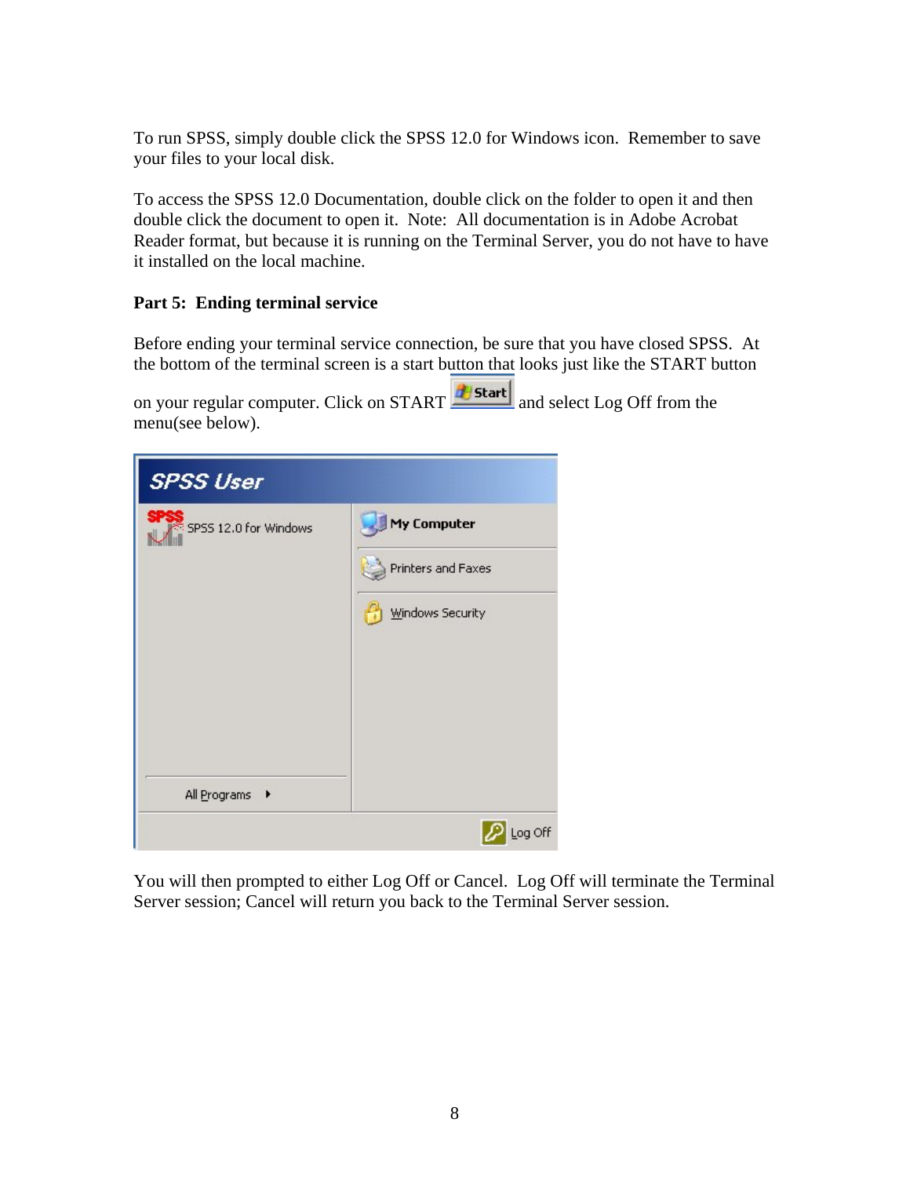To run SPSS, simply double click the SPSS 12.0 for Windows icon. Remember to save your files to your local disk.

To access the SPSS 12.0 Documentation, double click on the folder to open it and then double click the document to open it. Note: All documentation is in Adobe Acrobat Reader format, but because it is running on the Terminal Server, you do not have to have it installed on the local machine.

**Part 5: Ending terminal service**

Before ending your terminal service connection, be sure that you have closed SPSS. At the bottom of the terminal screen is a start button that looks just like the START button on your regular computer. Click on START and select Log Off from the menu(see below).

You will then prompted to either Log Off or Cancel. Log Off will terminate the Terminal Server session; Cancel will return you back to the Terminal Server session.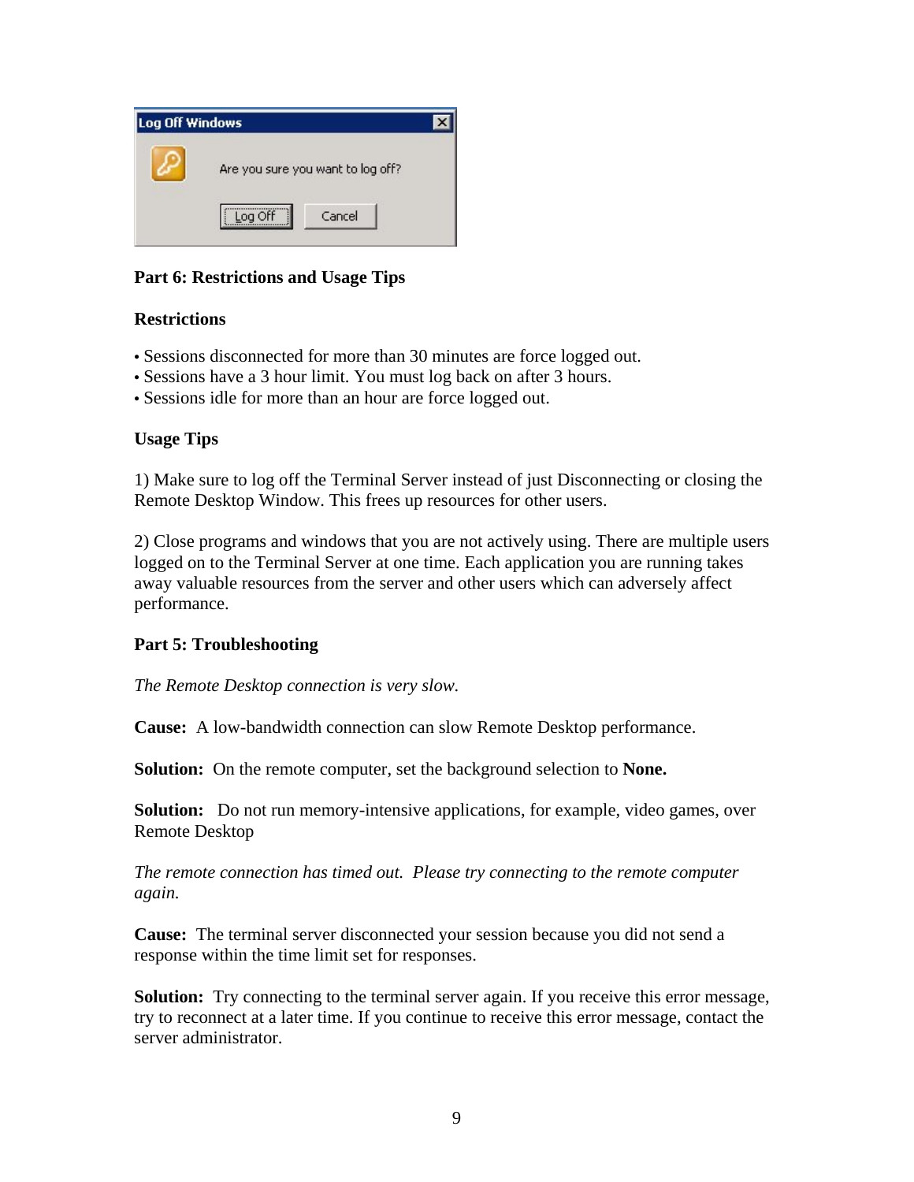**Part 6: Restrictions and Usage Tips**

**Restrictions**

- Sessions disconnected for more than 30 minutes are force logged out.
- Sessions have a 3 hour limit. You must log back on after 3 hours.
- Sessions idle for more than an hour are force logged out.

**Usage Tips**

1) Make sure to log off the Terminal Server instead of just Disconnecting or closing the Remote Desktop Window. This frees up resources for other users.

2) Close programs and windows that you are not actively using. There are multiple users logged on to the Terminal Server at one time. Each application you are running takes away valuable resources from the server and other users which can adversely affect performance.

**Part 5: Troubleshooting**

*The Remote Desktop connection is very slow.*

**Cause:** A low-bandwidth connection can slow Remote Desktop performance.

**Solution:** On the remote computer, set the background selection to **None.**

**Solution:** Do not run memory-intensive applications, for example, video games, over Remote Desktop

*The remote connection has timed out. Please try connecting to the remote computer again.*

**Cause:** The terminal server disconnected your session because you did not send a response within the time limit set for responses.

**Solution:** Try connecting to the terminal server again. If you receive this error message, try to reconnect at a later time. If you continue to receive this error message, contact the server administrator.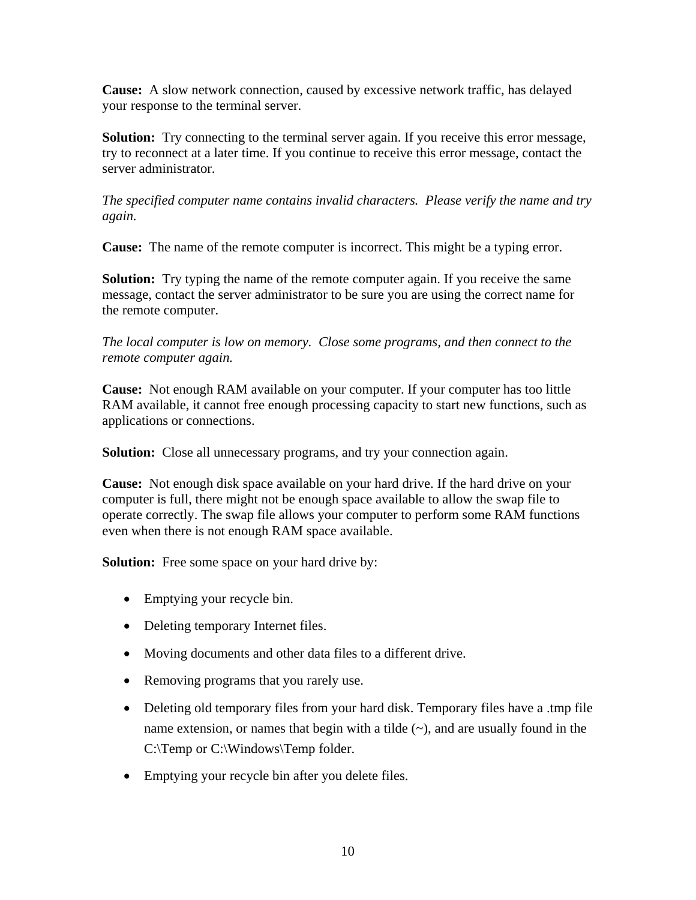**Cause:** A slow network connection, caused by excessive network traffic, has delayed your response to the terminal server.

**Solution:** Try connecting to the terminal server again. If you receive this error message, try to reconnect at a later time. If you continue to receive this error message, contact the server administrator.

*The specified computer name contains invalid characters. Please verify the name and try again.*

**Cause:** The name of the remote computer is incorrect. This might be a typing error.

**Solution:** Try typing the name of the remote computer again. If you receive the same message, contact the server administrator to be sure you are using the correct name for the remote computer.

*The local computer is low on memory. Close some programs, and then connect to the remote computer again.*

**Cause:** Not enough RAM available on your computer. If your computer has too little RAM available, it cannot free enough processing capacity to start new functions, such as applications or connections.

**Solution:** Close all unnecessary programs, and try your connection again.

**Cause:** Not enough disk space available on your hard drive. If the hard drive on your computer is full, there might not be enough space available to allow the swap file to operate correctly. The swap file allows your computer to perform some RAM functions even when there is not enough RAM space available.

**Solution:** Free some space on your hard drive by:

- Emptying your recycle bin.
- Deleting temporary Internet files.
- Moving documents and other data files to a different drive.
- Removing programs that you rarely use.
- Deleting old temporary files from your hard disk. Temporary files have a .tmp file name extension, or names that begin with a tilde (~), and are usually found in the C:\Temp or C:\Windows\Temp folder.
- Emptying your recycle bin after you delete files.